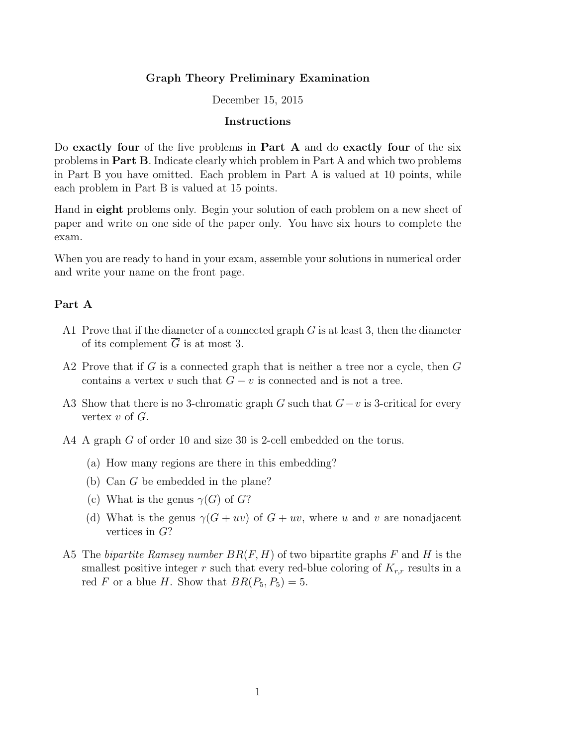**Graph Theory Preliminary Examination**

December 15, 2015

**Instructions**

Do **exactly four** of the five problems in **Part A** and do **exactly four** of the six problems in **Part B**. Indicate clearly which problem in Part A and which two problems in Part B you have omitted. Each problem in Part A is valued at 10 points, while each problem in Part B is valued at 15 points.

Hand in **eight** problems only. Begin your solution of each problem on a new sheet of paper and write on one side of the paper only. You have six hours to complete the exam.

When you are ready to hand in your exam, assemble your solutions in numerical order and write your name on the front page.

## Part A

A1 Prove that if the diameter of a connected graph $G$ is at least 3, then the diameter of its complement $\overline{G}$ is at most 3.

A2 Prove that if $G$ is a connected graph that is neither a tree nor a cycle, then $G$ contains a vertex $v$ such that $G - v$ is connected and is not a tree.

A3 Show that there is no 3-chromatic graph $G$ such that $G - v$ is 3-critical for every vertex $v$ of $G$.

A4 A graph $G$ of order 10 and size 30 is 2-cell embedded on the torus.

(a) How many regions are there in this embedding?

(b) Can $G$ be embedded in the plane?

(c) What is the genus $\gamma(G)$ of $G$?

(d) What is the genus $\gamma(G + uv)$ of $G + uv$, where $u$ and $v$ are nonadjacent vertices in $G$?

A5 The *bipartite Ramsey number* $BR(F, H)$ of two bipartite graphs $F$ and $H$ is the smallest positive integer $r$ such that every red-blue coloring of $K_{r,r}$ results in a red $F$ or a blue $H$. Show that $BR(P_5, P_5) = 5$.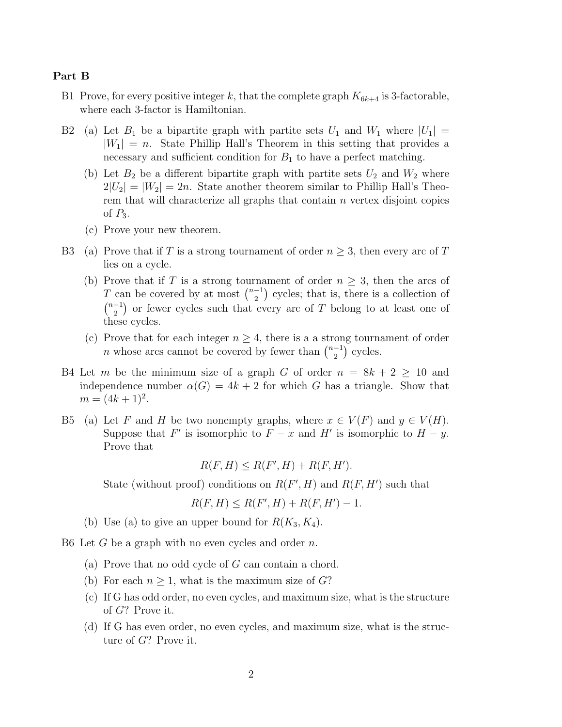## Part B

B1 Prove, for every positive integer $k$, that the complete graph $K_{6k+4}$ is 3-factorable, where each 3-factor is Hamiltonian.

B2 (a) Let $B_1$ be a bipartite graph with partite sets $U_1$ and $W_1$ where $|U_1| = |W_1| = n$. State Phillip Hall's Theorem in this setting that provides a necessary and sufficient condition for $B_1$ to have a perfect matching.

(b) Let $B_2$ be a different bipartite graph with partite sets $U_2$ and $W_2$ where $2|U_2| = |W_2| = 2n$. State another theorem similar to Phillip Hall's Theorem that will characterize all graphs that contain $n$ vertex disjoint copies of $P_3$.

(c) Prove your new theorem.

B3 (a) Prove that if $T$ is a strong tournament of order $n \geq 3$, then every arc of $T$ lies on a cycle.

(b) Prove that if $T$ is a strong tournament of order $n \geq 3$, then the arcs of $T$ can be covered by at most $\binom{n-1}{2}$ cycles; that is, there is a collection of $\binom{n-1}{2}$ or fewer cycles such that every arc of $T$ belong to at least one of these cycles.

(c) Prove that for each integer $n \geq 4$, there is a a strong tournament of order $n$ whose arcs cannot be covered by fewer than $\binom{n-1}{2}$ cycles.

B4 Let $m$ be the minimum size of a graph $G$ of order $n = 8k + 2 \geq 10$ and independence number $\alpha(G) = 4k + 2$ for which $G$ has a triangle. Show that $m = (4k + 1)^2$.

B5 (a) Let $F$ and $H$ be two nonempty graphs, where $x \in V(F)$ and $y \in V(H)$. Suppose that $F'$ is isomorphic to $F - x$ and $H'$ is isomorphic to $H - y$. Prove that

$$R(F, H) \leq R(F', H) + R(F, H').$$

State (without proof) conditions on $R(F', H)$ and $R(F, H')$ such that

$$R(F, H) \leq R(F', H) + R(F, H') - 1.$$

(b) Use (a) to give an upper bound for $R(K_3, K_4)$.

B6 Let $G$ be a graph with no even cycles and order $n$.

(a) Prove that no odd cycle of $G$ can contain a chord.

(b) For each $n \geq 1$, what is the maximum size of $G$?

(c) If G has odd order, no even cycles, and maximum size, what is the structure of $G$? Prove it.

(d) If G has even order, no even cycles, and maximum size, what is the structure of $G$? Prove it.